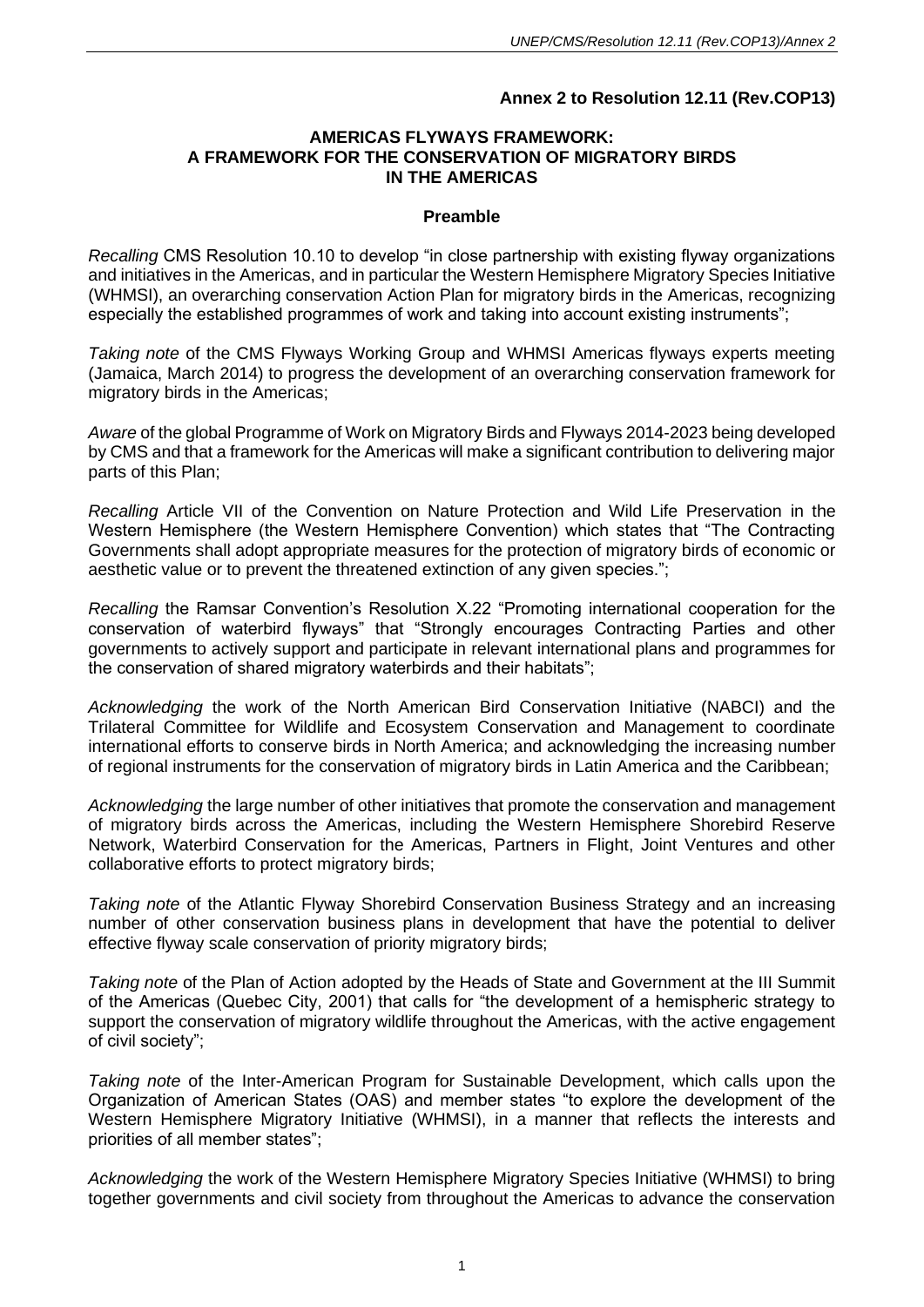**Annex 2 to Resolution 12.11 (Rev.COP13)**

## AMERICAS FLYWAYS FRAMEWORK: A FRAMEWORK FOR THE CONSERVATION OF MIGRATORY BIRDS IN THE AMERICAS

### Preamble

*Recalling* CMS Resolution 10.10 to develop "in close partnership with existing flyway organizations and initiatives in the Americas, and in particular the Western Hemisphere Migratory Species Initiative (WHMSI), an overarching conservation Action Plan for migratory birds in the Americas, recognizing especially the established programmes of work and taking into account existing instruments";

*Taking note* of the CMS Flyways Working Group and WHMSI Americas flyways experts meeting (Jamaica, March 2014) to progress the development of an overarching conservation framework for migratory birds in the Americas;

*Aware* of the global Programme of Work on Migratory Birds and Flyways 2014-2023 being developed by CMS and that a framework for the Americas will make a significant contribution to delivering major parts of this Plan;

*Recalling* Article VII of the Convention on Nature Protection and Wild Life Preservation in the Western Hemisphere (the Western Hemisphere Convention) which states that "The Contracting Governments shall adopt appropriate measures for the protection of migratory birds of economic or aesthetic value or to prevent the threatened extinction of any given species.";

*Recalling* the Ramsar Convention's Resolution X.22 "Promoting international cooperation for the conservation of waterbird flyways" that "Strongly encourages Contracting Parties and other governments to actively support and participate in relevant international plans and programmes for the conservation of shared migratory waterbirds and their habitats";

*Acknowledging* the work of the North American Bird Conservation Initiative (NABCI) and the Trilateral Committee for Wildlife and Ecosystem Conservation and Management to coordinate international efforts to conserve birds in North America; and acknowledging the increasing number of regional instruments for the conservation of migratory birds in Latin America and the Caribbean;

*Acknowledging* the large number of other initiatives that promote the conservation and management of migratory birds across the Americas, including the Western Hemisphere Shorebird Reserve Network, Waterbird Conservation for the Americas, Partners in Flight, Joint Ventures and other collaborative efforts to protect migratory birds;

*Taking note* of the Atlantic Flyway Shorebird Conservation Business Strategy and an increasing number of other conservation business plans in development that have the potential to deliver effective flyway scale conservation of priority migratory birds;

*Taking note* of the Plan of Action adopted by the Heads of State and Government at the III Summit of the Americas (Quebec City, 2001) that calls for "the development of a hemispheric strategy to support the conservation of migratory wildlife throughout the Americas, with the active engagement of civil society";

*Taking note* of the Inter-American Program for Sustainable Development, which calls upon the Organization of American States (OAS) and member states "to explore the development of the Western Hemisphere Migratory Initiative (WHMSI), in a manner that reflects the interests and priorities of all member states";

*Acknowledging* the work of the Western Hemisphere Migratory Species Initiative (WHMSI) to bring together governments and civil society from throughout the Americas to advance the conservation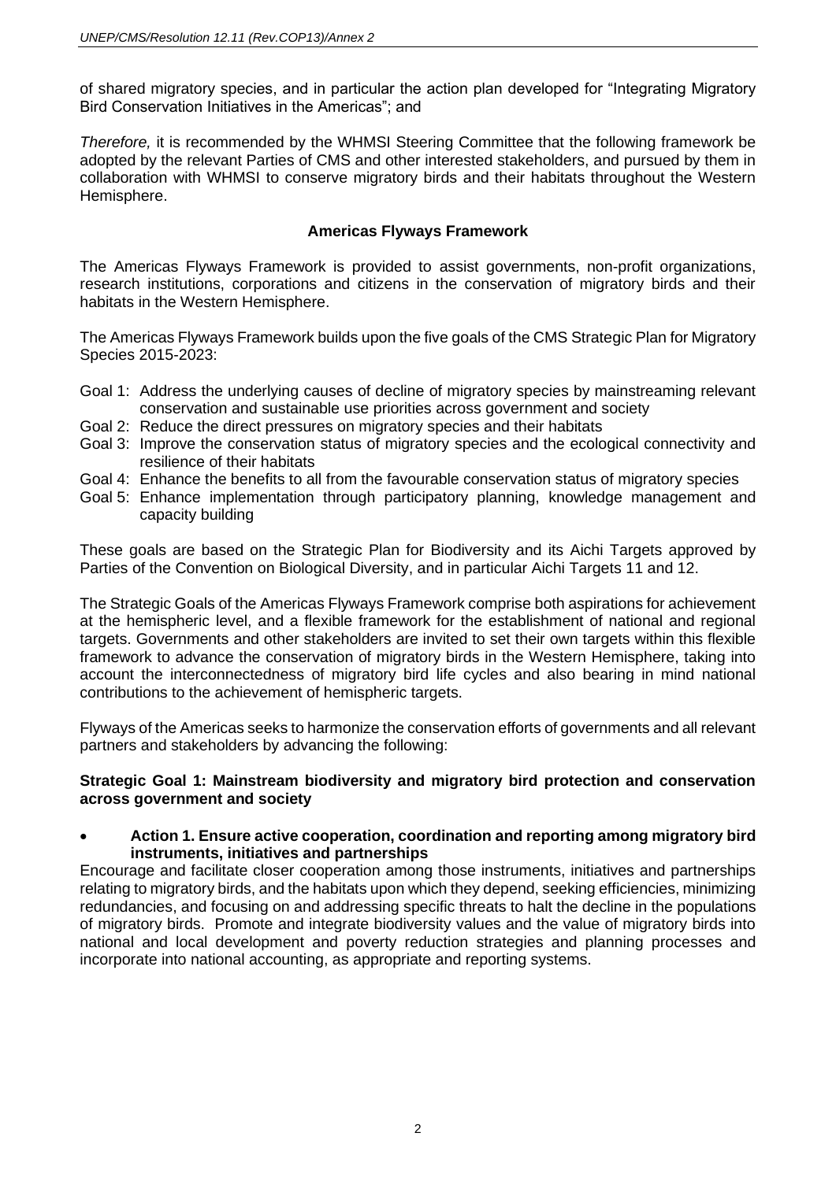of shared migratory species, and in particular the action plan developed for "Integrating Migratory Bird Conservation Initiatives in the Americas"; and

*Therefore,* it is recommended by the WHMSI Steering Committee that the following framework be adopted by the relevant Parties of CMS and other interested stakeholders, and pursued by them in collaboration with WHMSI to conserve migratory birds and their habitats throughout the Western Hemisphere.

## Americas Flyways Framework

The Americas Flyways Framework is provided to assist governments, non-profit organizations, research institutions, corporations and citizens in the conservation of migratory birds and their habitats in the Western Hemisphere.

The Americas Flyways Framework builds upon the five goals of the CMS Strategic Plan for Migratory Species 2015-2023:

- Goal 1: Address the underlying causes of decline of migratory species by mainstreaming relevant conservation and sustainable use priorities across government and society
- Goal 2: Reduce the direct pressures on migratory species and their habitats
- Goal 3: Improve the conservation status of migratory species and the ecological connectivity and resilience of their habitats
- Goal 4: Enhance the benefits to all from the favourable conservation status of migratory species
- Goal 5: Enhance implementation through participatory planning, knowledge management and capacity building

These goals are based on the Strategic Plan for Biodiversity and its Aichi Targets approved by Parties of the Convention on Biological Diversity, and in particular Aichi Targets 11 and 12.

The Strategic Goals of the Americas Flyways Framework comprise both aspirations for achievement at the hemispheric level, and a flexible framework for the establishment of national and regional targets. Governments and other stakeholders are invited to set their own targets within this flexible framework to advance the conservation of migratory birds in the Western Hemisphere, taking into account the interconnectedness of migratory bird life cycles and also bearing in mind national contributions to the achievement of hemispheric targets.

Flyways of the Americas seeks to harmonize the conservation efforts of governments and all relevant partners and stakeholders by advancing the following:

### Strategic Goal 1: Mainstream biodiversity and migratory bird protection and conservation across government and society

- **Action 1. Ensure active cooperation, coordination and reporting among migratory bird instruments, initiatives and partnerships**

Encourage and facilitate closer cooperation among those instruments, initiatives and partnerships relating to migratory birds, and the habitats upon which they depend, seeking efficiencies, minimizing redundancies, and focusing on and addressing specific threats to halt the decline in the populations of migratory birds. Promote and integrate biodiversity values and the value of migratory birds into national and local development and poverty reduction strategies and planning processes and incorporate into national accounting, as appropriate and reporting systems.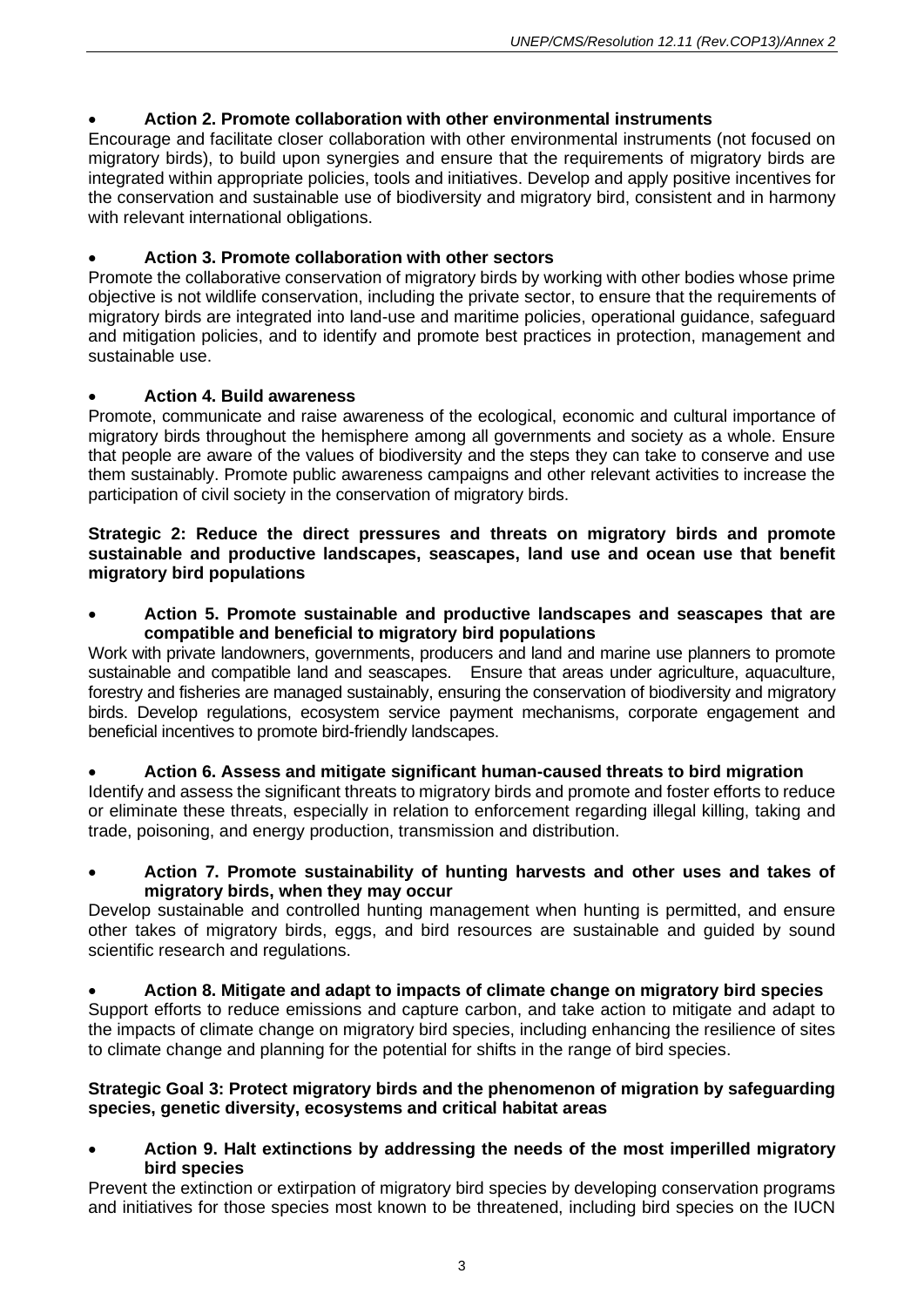- **Action 2. Promote collaboration with other environmental instruments**

Encourage and facilitate closer collaboration with other environmental instruments (not focused on migratory birds), to build upon synergies and ensure that the requirements of migratory birds are integrated within appropriate policies, tools and initiatives. Develop and apply positive incentives for the conservation and sustainable use of biodiversity and migratory bird, consistent and in harmony with relevant international obligations.

- **Action 3. Promote collaboration with other sectors**

Promote the collaborative conservation of migratory birds by working with other bodies whose prime objective is not wildlife conservation, including the private sector, to ensure that the requirements of migratory birds are integrated into land-use and maritime policies, operational guidance, safeguard and mitigation policies, and to identify and promote best practices in protection, management and sustainable use.

- **Action 4. Build awareness**

Promote, communicate and raise awareness of the ecological, economic and cultural importance of migratory birds throughout the hemisphere among all governments and society as a whole. Ensure that people are aware of the values of biodiversity and the steps they can take to conserve and use them sustainably. Promote public awareness campaigns and other relevant activities to increase the participation of civil society in the conservation of migratory birds.

**Strategic 2: Reduce the direct pressures and threats on migratory birds and promote sustainable and productive landscapes, seascapes, land use and ocean use that benefit migratory bird populations**

- **Action 5. Promote sustainable and productive landscapes and seascapes that are compatible and beneficial to migratory bird populations**

Work with private landowners, governments, producers and land and marine use planners to promote sustainable and compatible land and seascapes. Ensure that areas under agriculture, aquaculture, forestry and fisheries are managed sustainably, ensuring the conservation of biodiversity and migratory birds. Develop regulations, ecosystem service payment mechanisms, corporate engagement and beneficial incentives to promote bird-friendly landscapes.

- **Action 6. Assess and mitigate significant human-caused threats to bird migration**

Identify and assess the significant threats to migratory birds and promote and foster efforts to reduce or eliminate these threats, especially in relation to enforcement regarding illegal killing, taking and trade, poisoning, and energy production, transmission and distribution.

- **Action 7. Promote sustainability of hunting harvests and other uses and takes of migratory birds, when they may occur**

Develop sustainable and controlled hunting management when hunting is permitted, and ensure other takes of migratory birds, eggs, and bird resources are sustainable and guided by sound scientific research and regulations.

- **Action 8. Mitigate and adapt to impacts of climate change on migratory bird species**

Support efforts to reduce emissions and capture carbon, and take action to mitigate and adapt to the impacts of climate change on migratory bird species, including enhancing the resilience of sites to climate change and planning for the potential for shifts in the range of bird species.

**Strategic Goal 3: Protect migratory birds and the phenomenon of migration by safeguarding species, genetic diversity, ecosystems and critical habitat areas**

- **Action 9. Halt extinctions by addressing the needs of the most imperilled migratory bird species**

Prevent the extinction or extirpation of migratory bird species by developing conservation programs and initiatives for those species most known to be threatened, including bird species on the IUCN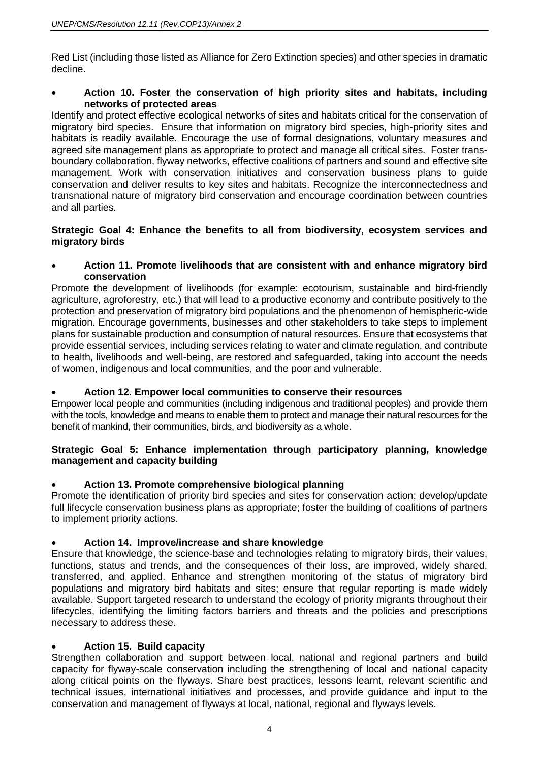Red List (including those listed as Alliance for Zero Extinction species) and other species in dramatic decline.

- **Action 10. Foster the conservation of high priority sites and habitats, including networks of protected areas**

Identify and protect effective ecological networks of sites and habitats critical for the conservation of migratory bird species. Ensure that information on migratory bird species, high-priority sites and habitats is readily available. Encourage the use of formal designations, voluntary measures and agreed site management plans as appropriate to protect and manage all critical sites. Foster trans-boundary collaboration, flyway networks, effective coalitions of partners and sound and effective site management. Work with conservation initiatives and conservation business plans to guide conservation and deliver results to key sites and habitats. Recognize the interconnectedness and transnational nature of migratory bird conservation and encourage coordination between countries and all parties.

**Strategic Goal 4: Enhance the benefits to all from biodiversity, ecosystem services and migratory birds**

- **Action 11. Promote livelihoods that are consistent with and enhance migratory bird conservation**

Promote the development of livelihoods (for example: ecotourism, sustainable and bird-friendly agriculture, agroforestry, etc.) that will lead to a productive economy and contribute positively to the protection and preservation of migratory bird populations and the phenomenon of hemispheric-wide migration. Encourage governments, businesses and other stakeholders to take steps to implement plans for sustainable production and consumption of natural resources. Ensure that ecosystems that provide essential services, including services relating to water and climate regulation, and contribute to health, livelihoods and well-being, are restored and safeguarded, taking into account the needs of women, indigenous and local communities, and the poor and vulnerable.

- **Action 12. Empower local communities to conserve their resources**

Empower local people and communities (including indigenous and traditional peoples) and provide them with the tools, knowledge and means to enable them to protect and manage their natural resources for the benefit of mankind, their communities, birds, and biodiversity as a whole.

**Strategic Goal 5: Enhance implementation through participatory planning, knowledge management and capacity building**

- **Action 13. Promote comprehensive biological planning**

Promote the identification of priority bird species and sites for conservation action; develop/update full lifecycle conservation business plans as appropriate; foster the building of coalitions of partners to implement priority actions.

- **Action 14. Improve/increase and share knowledge**

Ensure that knowledge, the science-base and technologies relating to migratory birds, their values, functions, status and trends, and the consequences of their loss, are improved, widely shared, transferred, and applied. Enhance and strengthen monitoring of the status of migratory bird populations and migratory bird habitats and sites; ensure that regular reporting is made widely available. Support targeted research to understand the ecology of priority migrants throughout their lifecycles, identifying the limiting factors barriers and threats and the policies and prescriptions necessary to address these.

- **Action 15. Build capacity**

Strengthen collaboration and support between local, national and regional partners and build capacity for flyway-scale conservation including the strengthening of local and national capacity along critical points on the flyways. Share best practices, lessons learnt, relevant scientific and technical issues, international initiatives and processes, and provide guidance and input to the conservation and management of flyways at local, national, regional and flyways levels.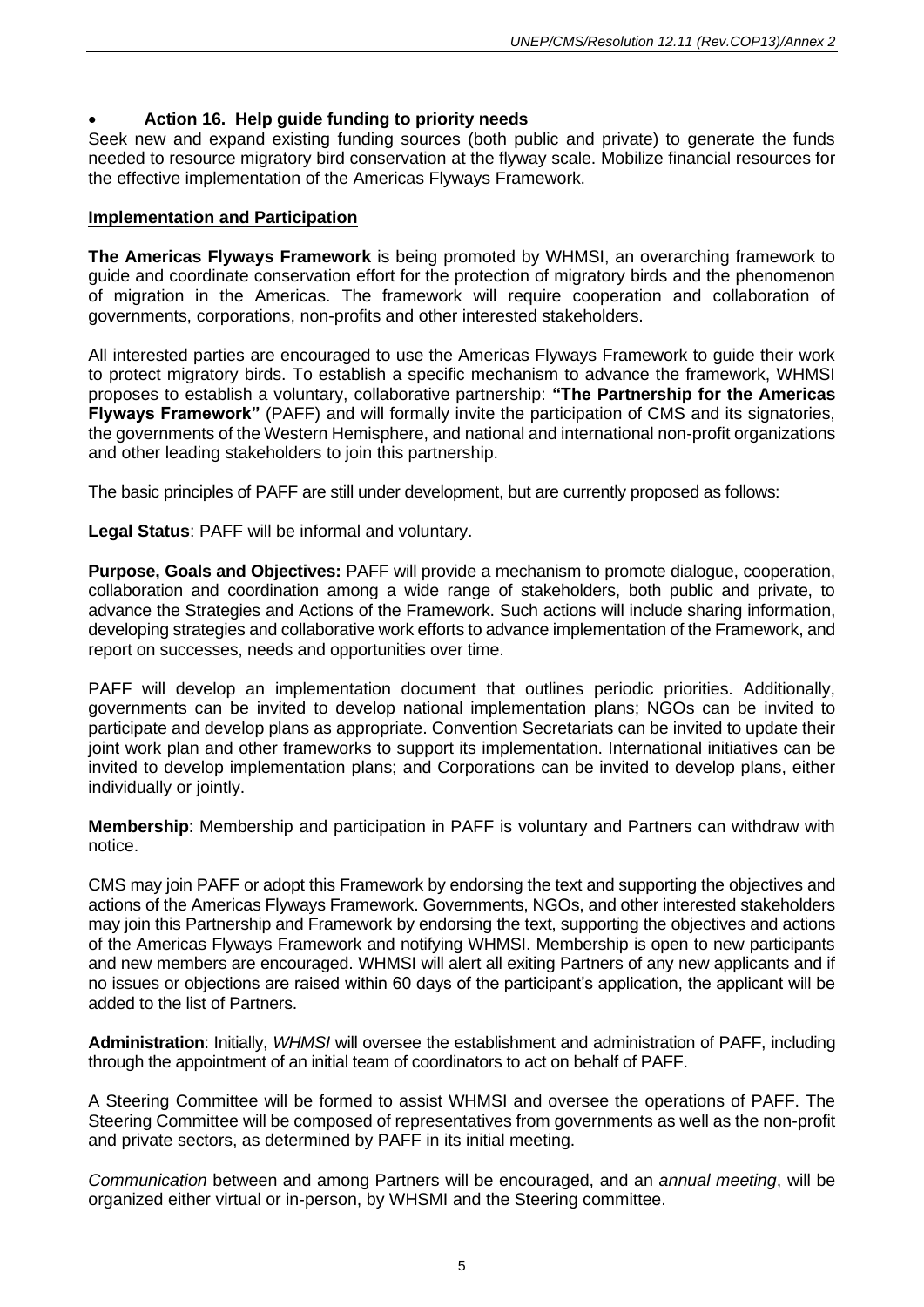- **Action 16. Help guide funding to priority needs**

Seek new and expand existing funding sources (both public and private) to generate the funds needed to resource migratory bird conservation at the flyway scale. Mobilize financial resources for the effective implementation of the Americas Flyways Framework.

## Implementation and Participation

**The Americas Flyways Framework** is being promoted by WHMSI, an overarching framework to guide and coordinate conservation effort for the protection of migratory birds and the phenomenon of migration in the Americas. The framework will require cooperation and collaboration of governments, corporations, non-profits and other interested stakeholders.

All interested parties are encouraged to use the Americas Flyways Framework to guide their work to protect migratory birds. To establish a specific mechanism to advance the framework, WHMSI proposes to establish a voluntary, collaborative partnership: **"The Partnership for the Americas Flyways Framework"** (PAFF) and will formally invite the participation of CMS and its signatories, the governments of the Western Hemisphere, and national and international non-profit organizations and other leading stakeholders to join this partnership.

The basic principles of PAFF are still under development, but are currently proposed as follows:

**Legal Status**: PAFF will be informal and voluntary.

**Purpose, Goals and Objectives:** PAFF will provide a mechanism to promote dialogue, cooperation, collaboration and coordination among a wide range of stakeholders, both public and private, to advance the Strategies and Actions of the Framework. Such actions will include sharing information, developing strategies and collaborative work efforts to advance implementation of the Framework, and report on successes, needs and opportunities over time.

PAFF will develop an implementation document that outlines periodic priorities. Additionally, governments can be invited to develop national implementation plans; NGOs can be invited to participate and develop plans as appropriate. Convention Secretariats can be invited to update their joint work plan and other frameworks to support its implementation. International initiatives can be invited to develop implementation plans; and Corporations can be invited to develop plans, either individually or jointly.

**Membership**: Membership and participation in PAFF is voluntary and Partners can withdraw with notice.

CMS may join PAFF or adopt this Framework by endorsing the text and supporting the objectives and actions of the Americas Flyways Framework. Governments, NGOs, and other interested stakeholders may join this Partnership and Framework by endorsing the text, supporting the objectives and actions of the Americas Flyways Framework and notifying WHMSI. Membership is open to new participants and new members are encouraged. WHMSI will alert all exiting Partners of any new applicants and if no issues or objections are raised within 60 days of the participant's application, the applicant will be added to the list of Partners.

**Administration**: Initially, *WHMSI* will oversee the establishment and administration of PAFF, including through the appointment of an initial team of coordinators to act on behalf of PAFF.

A Steering Committee will be formed to assist WHMSI and oversee the operations of PAFF. The Steering Committee will be composed of representatives from governments as well as the non-profit and private sectors, as determined by PAFF in its initial meeting.

*Communication* between and among Partners will be encouraged, and an *annual meeting*, will be organized either virtual or in-person, by WHSMI and the Steering committee.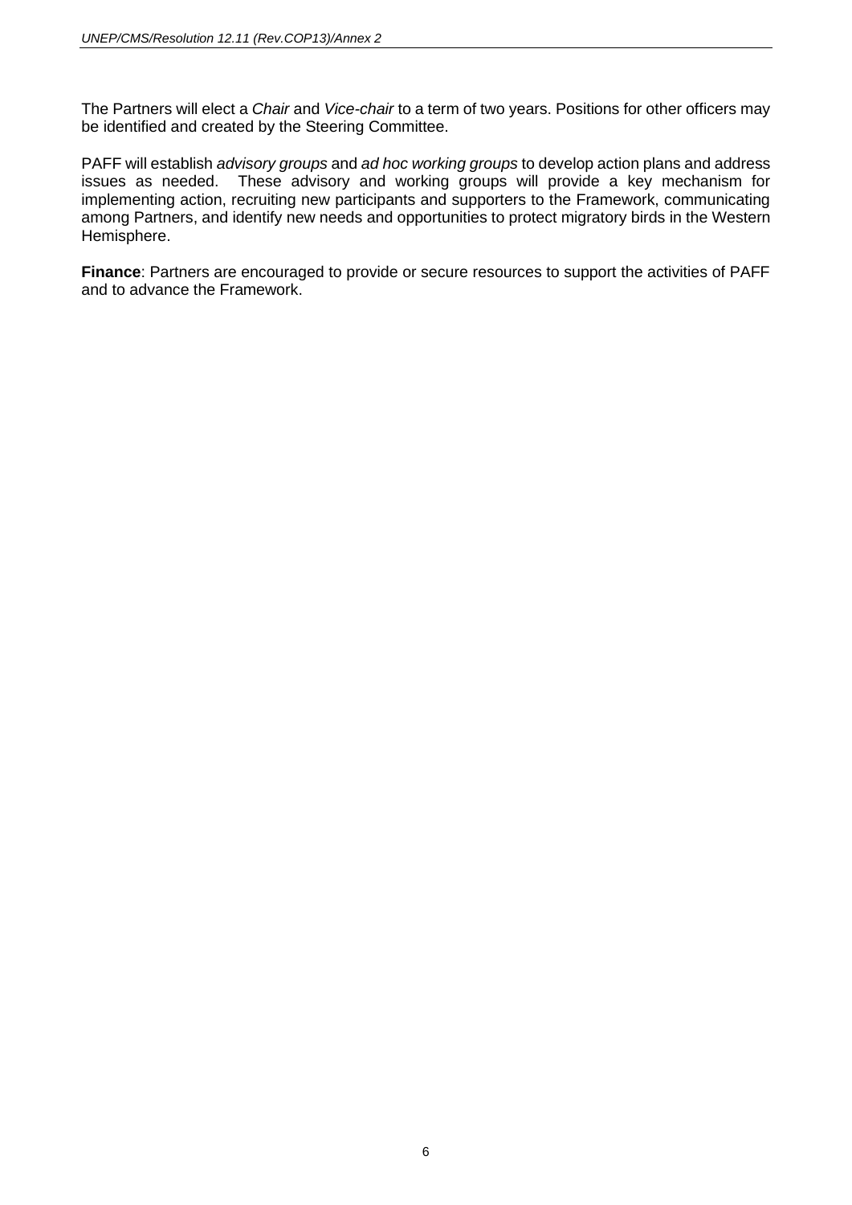The Partners will elect a *Chair* and *Vice-chair* to a term of two years. Positions for other officers may be identified and created by the Steering Committee.

PAFF will establish *advisory groups* and *ad hoc working groups* to develop action plans and address issues as needed. These advisory and working groups will provide a key mechanism for implementing action, recruiting new participants and supporters to the Framework, communicating among Partners, and identify new needs and opportunities to protect migratory birds in the Western Hemisphere.

**Finance**: Partners are encouraged to provide or secure resources to support the activities of PAFF and to advance the Framework.